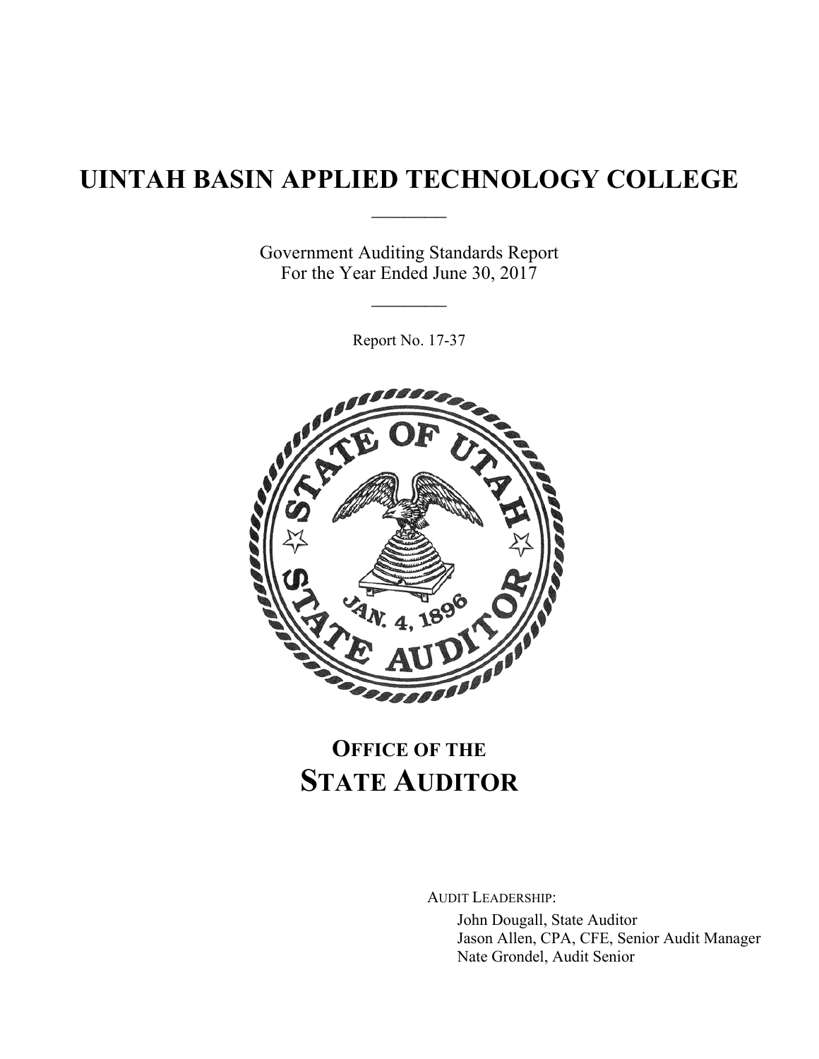# UINTAH BASIN APPLIED TECHNOLOGY COLLEGE

Government Auditing Standards Report
For the Year Ended June 30, 2017

Report No. 17-37

## OFFICE OF THE STATE AUDITOR

AUDIT LEADERSHIP:

John Dougall, State Auditor
Jason Allen, CPA, CFE, Senior Audit Manager
Nate Grondel, Audit Senior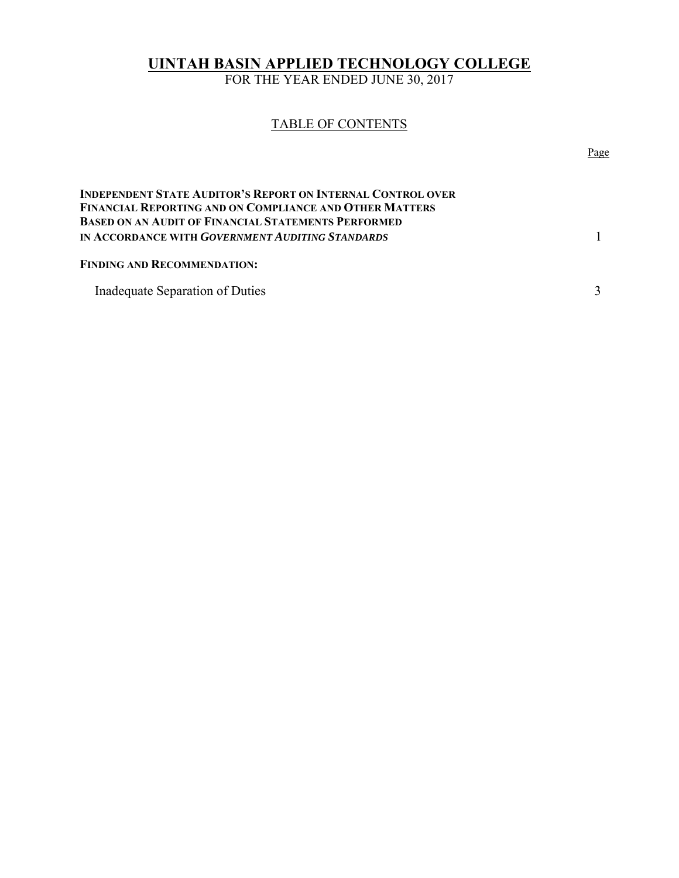# UINTAH BASIN APPLIED TECHNOLOGY COLLEGE

FOR THE YEAR ENDED JUNE 30, 2017

## TABLE OF CONTENTS

| | Page |
|---|---|
| **INDEPENDENT STATE AUDITOR'S REPORT ON INTERNAL CONTROL OVER FINANCIAL REPORTING AND ON COMPLIANCE AND OTHER MATTERS BASED ON AN AUDIT OF FINANCIAL STATEMENTS PERFORMED IN ACCORDANCE WITH *GOVERNMENT AUDITING STANDARDS*** | 1 |
| **FINDING AND RECOMMENDATION:** | |
| Inadequate Separation of Duties | 3 |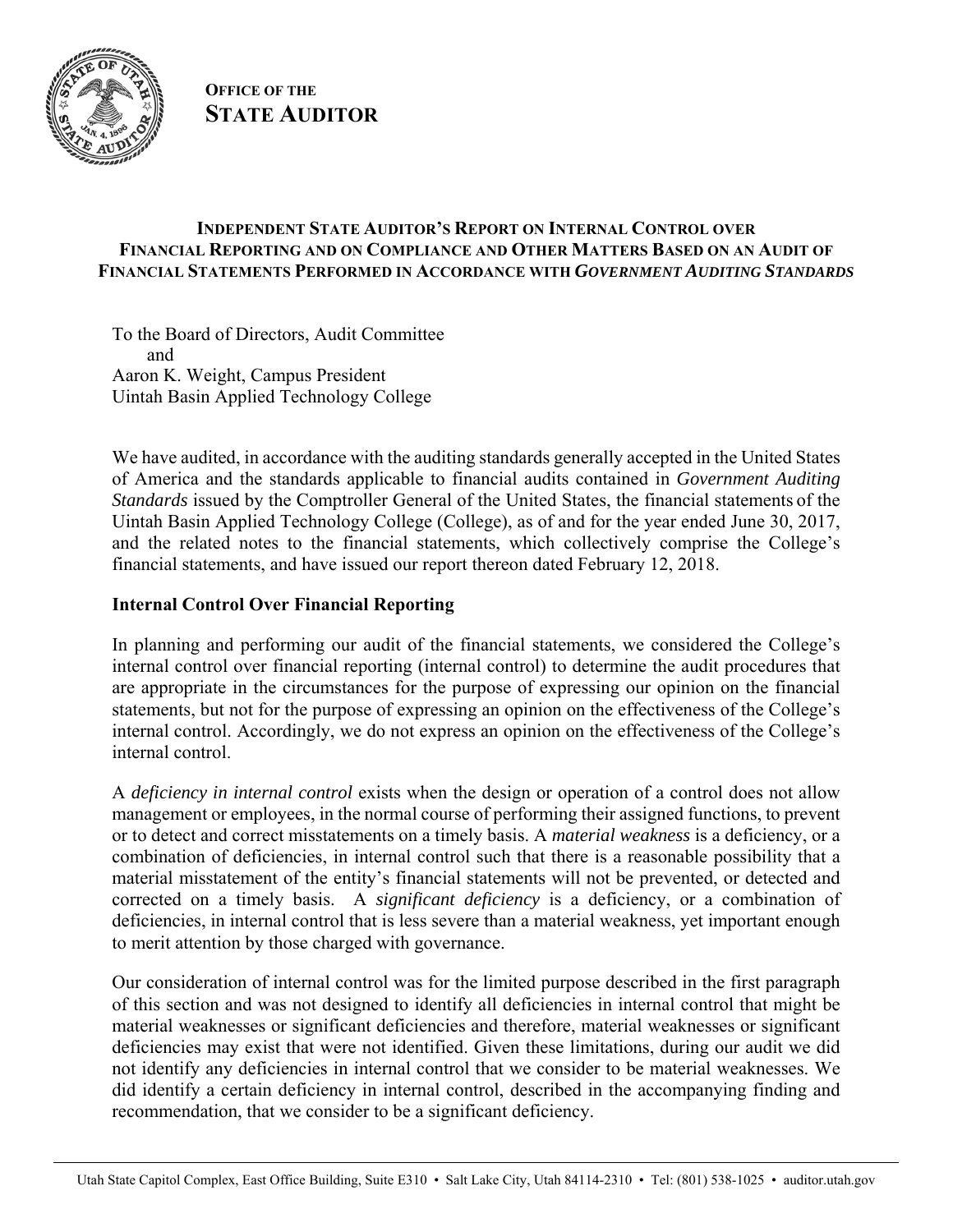**OFFICE OF THE**
**STATE AUDITOR**

### INDEPENDENT STATE AUDITOR'S REPORT ON INTERNAL CONTROL OVER FINANCIAL REPORTING AND ON COMPLIANCE AND OTHER MATTERS BASED ON AN AUDIT OF FINANCIAL STATEMENTS PERFORMED IN ACCORDANCE WITH *GOVERNMENT AUDITING STANDARDS*

To the Board of Directors, Audit Committee
and
Aaron K. Weight, Campus President
Uintah Basin Applied Technology College

We have audited, in accordance with the auditing standards generally accepted in the United States of America and the standards applicable to financial audits contained in *Government Auditing Standards* issued by the Comptroller General of the United States, the financial statements of the Uintah Basin Applied Technology College (College), as of and for the year ended June 30, 2017, and the related notes to the financial statements, which collectively comprise the College's financial statements, and have issued our report thereon dated February 12, 2018.

**Internal Control Over Financial Reporting**

In planning and performing our audit of the financial statements, we considered the College's internal control over financial reporting (internal control) to determine the audit procedures that are appropriate in the circumstances for the purpose of expressing our opinion on the financial statements, but not for the purpose of expressing an opinion on the effectiveness of the College's internal control. Accordingly, we do not express an opinion on the effectiveness of the College's internal control.

A *deficiency in internal control* exists when the design or operation of a control does not allow management or employees, in the normal course of performing their assigned functions, to prevent or to detect and correct misstatements on a timely basis. A *material weakness* is a deficiency, or a combination of deficiencies, in internal control such that there is a reasonable possibility that a material misstatement of the entity's financial statements will not be prevented, or detected and corrected on a timely basis. A *significant deficiency* is a deficiency, or a combination of deficiencies, in internal control that is less severe than a material weakness, yet important enough to merit attention by those charged with governance.

Our consideration of internal control was for the limited purpose described in the first paragraph of this section and was not designed to identify all deficiencies in internal control that might be material weaknesses or significant deficiencies and therefore, material weaknesses or significant deficiencies may exist that were not identified. Given these limitations, during our audit we did not identify any deficiencies in internal control that we consider to be material weaknesses. We did identify a certain deficiency in internal control, described in the accompanying finding and recommendation, that we consider to be a significant deficiency.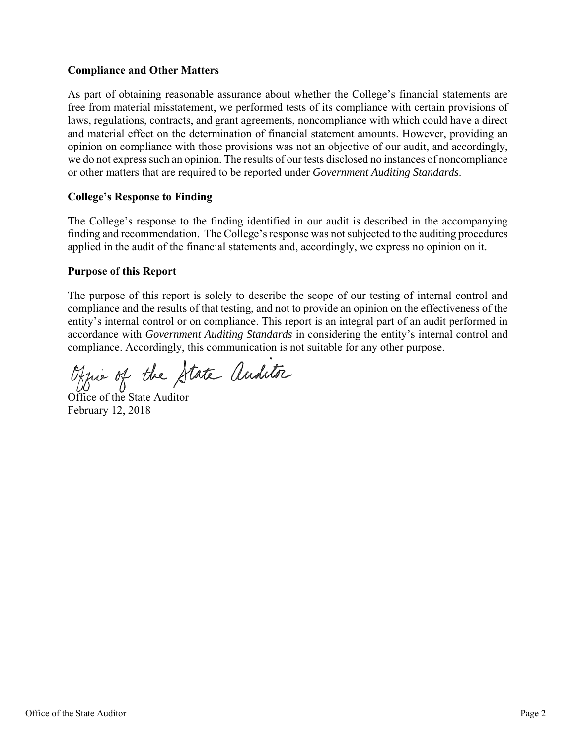### Compliance and Other Matters

As part of obtaining reasonable assurance about whether the College's financial statements are free from material misstatement, we performed tests of its compliance with certain provisions of laws, regulations, contracts, and grant agreements, noncompliance with which could have a direct and material effect on the determination of financial statement amounts. However, providing an opinion on compliance with those provisions was not an objective of our audit, and accordingly, we do not express such an opinion. The results of our tests disclosed no instances of noncompliance or other matters that are required to be reported under *Government Auditing Standards*.

### College's Response to Finding

The College's response to the finding identified in our audit is described in the accompanying finding and recommendation. The College's response was not subjected to the auditing procedures applied in the audit of the financial statements and, accordingly, we express no opinion on it.

### Purpose of this Report

The purpose of this report is solely to describe the scope of our testing of internal control and compliance and the results of that testing, and not to provide an opinion on the effectiveness of the entity's internal control or on compliance. This report is an integral part of an audit performed in accordance with *Government Auditing Standards* in considering the entity's internal control and compliance. Accordingly, this communication is not suitable for any other purpose.

Office of the State Auditor

Office of the State Auditor
February 12, 2018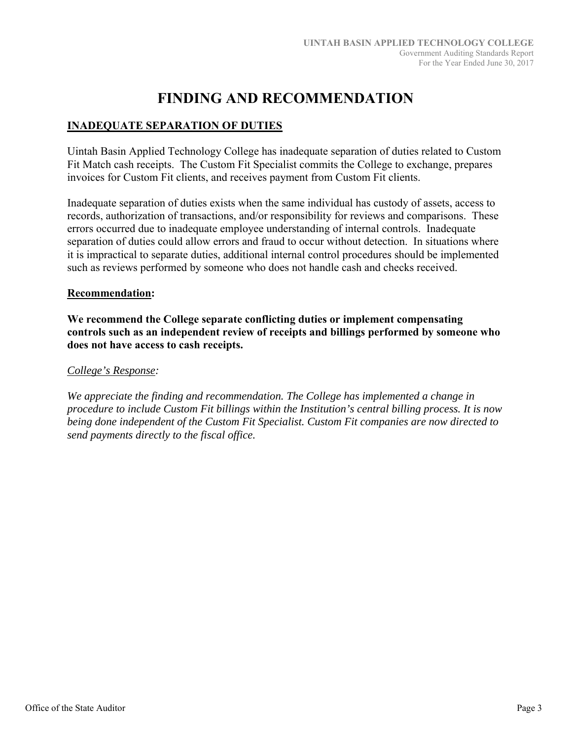# FINDING AND RECOMMENDATION

## INADEQUATE SEPARATION OF DUTIES

Uintah Basin Applied Technology College has inadequate separation of duties related to Custom Fit Match cash receipts. The Custom Fit Specialist commits the College to exchange, prepares invoices for Custom Fit clients, and receives payment from Custom Fit clients.

Inadequate separation of duties exists when the same individual has custody of assets, access to records, authorization of transactions, and/or responsibility for reviews and comparisons. These errors occurred due to inadequate employee understanding of internal controls. Inadequate separation of duties could allow errors and fraud to occur without detection. In situations where it is impractical to separate duties, additional internal control procedures should be implemented such as reviews performed by someone who does not handle cash and checks received.

**Recommendation:**

**We recommend the College separate conflicting duties or implement compensating controls such as an independent review of receipts and billings performed by someone who does not have access to cash receipts.**

*College's Response:*

*We appreciate the finding and recommendation. The College has implemented a change in procedure to include Custom Fit billings within the Institution's central billing process. It is now being done independent of the Custom Fit Specialist. Custom Fit companies are now directed to send payments directly to the fiscal office.*